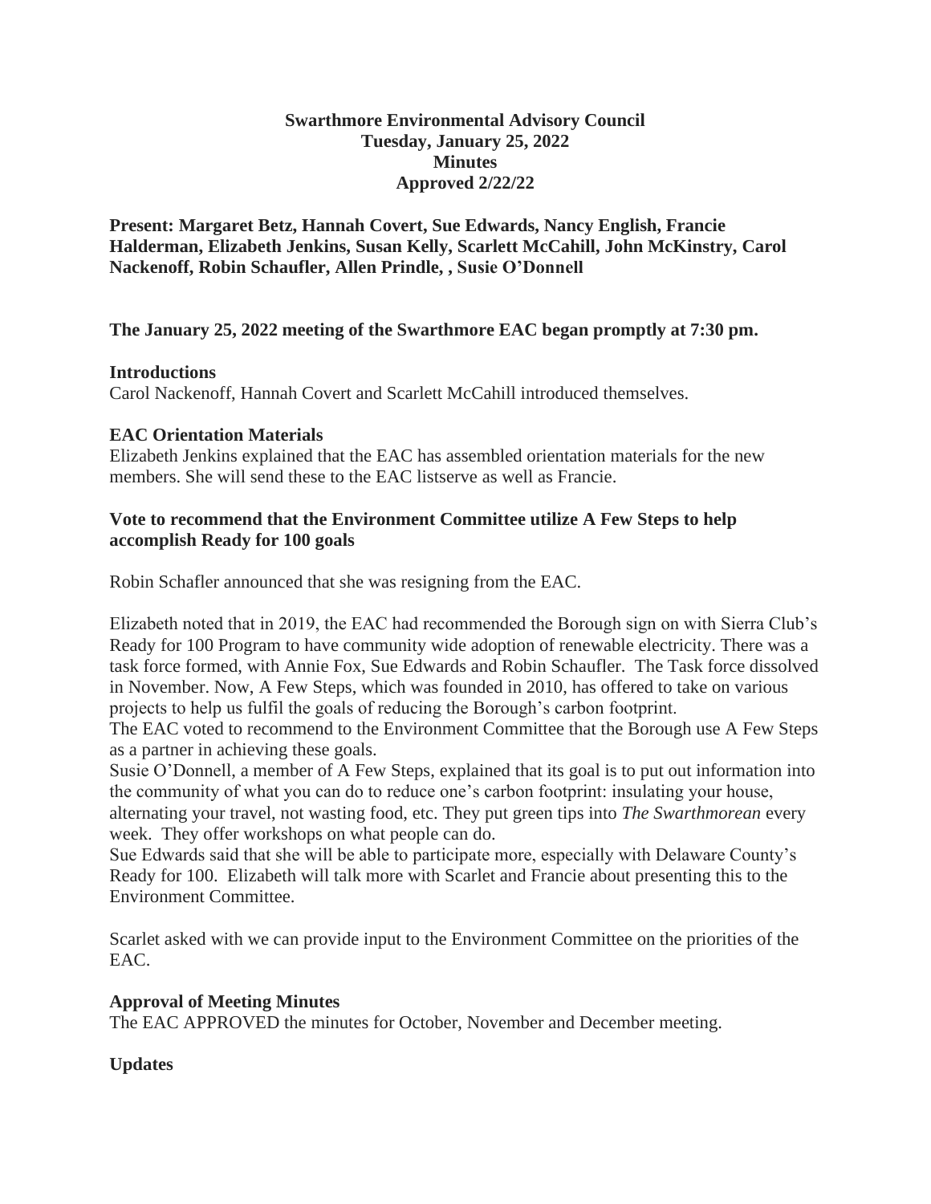**Swarthmore Environmental Advisory Council**
**Tuesday, January 25, 2022**
**Minutes**
**Approved 2/22/22**

**Present: Margaret Betz, Hannah Covert, Sue Edwards, Nancy English, Francie Halderman, Elizabeth Jenkins, Susan Kelly, Scarlett McCahill, John McKinstry, Carol Nackenoff, Robin Schaufler, Allen Prindle, , Susie O'Donnell**

**The January 25, 2022 meeting of the Swarthmore EAC began promptly at 7:30 pm.**

**Introductions**

Carol Nackenoff, Hannah Covert and Scarlett McCahill introduced themselves.

**EAC Orientation Materials**

Elizabeth Jenkins explained that the EAC has assembled orientation materials for the new members. She will send these to the EAC listserve as well as Francie.

**Vote to recommend that the Environment Committee utilize A Few Steps to help accomplish Ready for 100 goals**

Robin Schafler announced that she was resigning from the EAC.

Elizabeth noted that in 2019, the EAC had recommended the Borough sign on with Sierra Club's Ready for 100 Program to have community wide adoption of renewable electricity. There was a task force formed, with Annie Fox, Sue Edwards and Robin Schaufler. The Task force dissolved in November. Now, A Few Steps, which was founded in 2010, has offered to take on various projects to help us fulfil the goals of reducing the Borough's carbon footprint.

The EAC voted to recommend to the Environment Committee that the Borough use A Few Steps as a partner in achieving these goals.

Susie O'Donnell, a member of A Few Steps, explained that its goal is to put out information into the community of what you can do to reduce one's carbon footprint: insulating your house, alternating your travel, not wasting food, etc. They put green tips into *The Swarthmorean* every week. They offer workshops on what people can do.

Sue Edwards said that she will be able to participate more, especially with Delaware County's Ready for 100. Elizabeth will talk more with Scarlet and Francie about presenting this to the Environment Committee.

Scarlet asked with we can provide input to the Environment Committee on the priorities of the EAC.

**Approval of Meeting Minutes**

The EAC APPROVED the minutes for October, November and December meeting.

**Updates**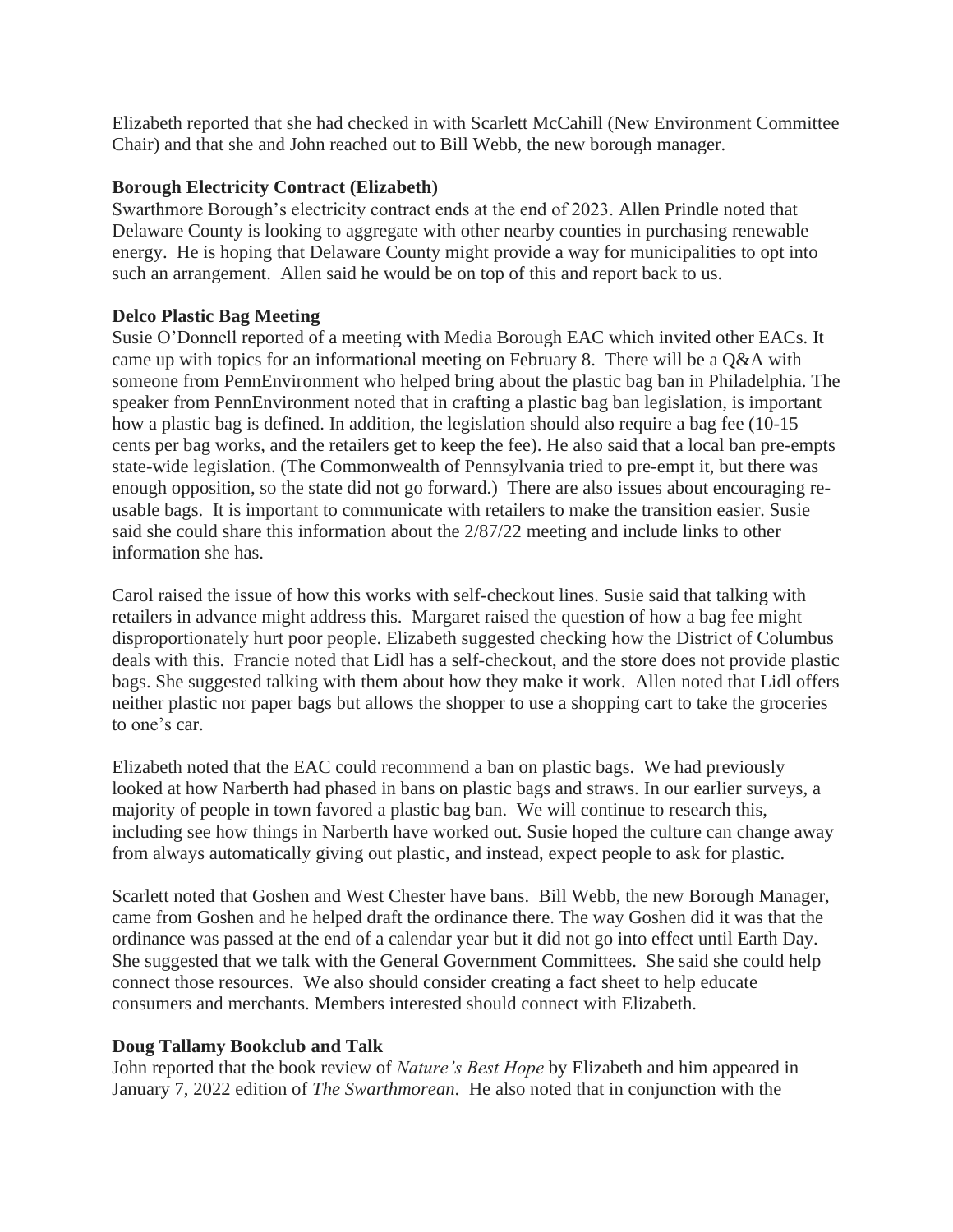Elizabeth reported that she had checked in with Scarlett McCahill (New Environment Committee Chair) and that she and John reached out to Bill Webb, the new borough manager.

**Borough Electricity Contract (Elizabeth)**

Swarthmore Borough's electricity contract ends at the end of 2023. Allen Prindle noted that Delaware County is looking to aggregate with other nearby counties in purchasing renewable energy. He is hoping that Delaware County might provide a way for municipalities to opt into such an arrangement. Allen said he would be on top of this and report back to us.

**Delco Plastic Bag Meeting**

Susie O'Donnell reported of a meeting with Media Borough EAC which invited other EACs. It came up with topics for an informational meeting on February 8. There will be a Q&A with someone from PennEnvironment who helped bring about the plastic bag ban in Philadelphia. The speaker from PennEnvironment noted that in crafting a plastic bag ban legislation, is important how a plastic bag is defined. In addition, the legislation should also require a bag fee (10-15 cents per bag works, and the retailers get to keep the fee). He also said that a local ban pre-empts state-wide legislation. (The Commonwealth of Pennsylvania tried to pre-empt it, but there was enough opposition, so the state did not go forward.) There are also issues about encouraging re-usable bags. It is important to communicate with retailers to make the transition easier. Susie said she could share this information about the 2/87/22 meeting and include links to other information she has.

Carol raised the issue of how this works with self-checkout lines. Susie said that talking with retailers in advance might address this. Margaret raised the question of how a bag fee might disproportionately hurt poor people. Elizabeth suggested checking how the District of Columbus deals with this. Francie noted that Lidl has a self-checkout, and the store does not provide plastic bags. She suggested talking with them about how they make it work. Allen noted that Lidl offers neither plastic nor paper bags but allows the shopper to use a shopping cart to take the groceries to one's car.

Elizabeth noted that the EAC could recommend a ban on plastic bags. We had previously looked at how Narberth had phased in bans on plastic bags and straws. In our earlier surveys, a majority of people in town favored a plastic bag ban. We will continue to research this, including see how things in Narberth have worked out. Susie hoped the culture can change away from always automatically giving out plastic, and instead, expect people to ask for plastic.

Scarlett noted that Goshen and West Chester have bans. Bill Webb, the new Borough Manager, came from Goshen and he helped draft the ordinance there. The way Goshen did it was that the ordinance was passed at the end of a calendar year but it did not go into effect until Earth Day. She suggested that we talk with the General Government Committees. She said she could help connect those resources. We also should consider creating a fact sheet to help educate consumers and merchants. Members interested should connect with Elizabeth.

**Doug Tallamy Bookclub and Talk**

John reported that the book review of *Nature's Best Hope* by Elizabeth and him appeared in January 7, 2022 edition of *The Swarthmorean*. He also noted that in conjunction with the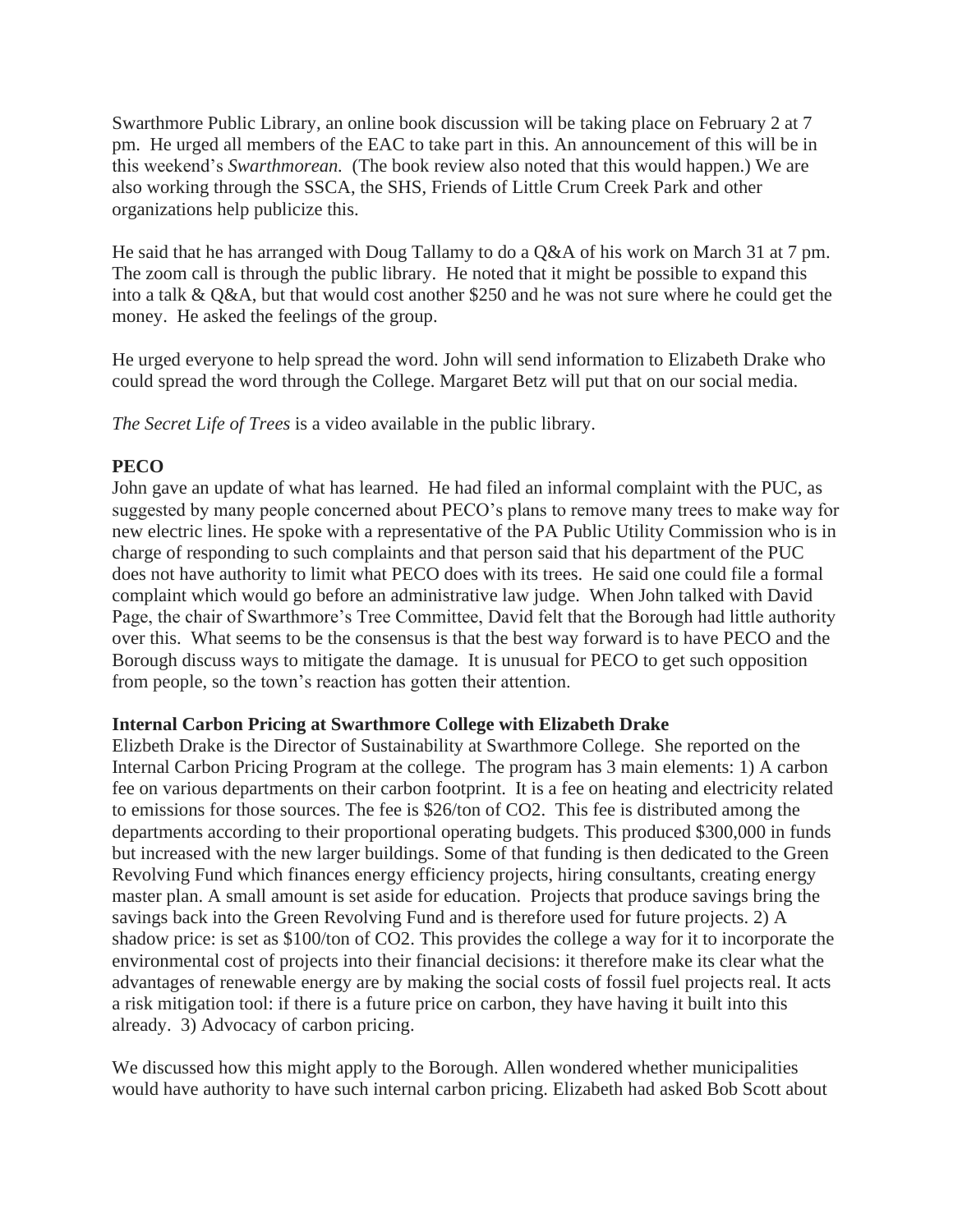Swarthmore Public Library, an online book discussion will be taking place on February 2 at 7 pm. He urged all members of the EAC to take part in this. An announcement of this will be in this weekend's *Swarthmorean.* (The book review also noted that this would happen.) We are also working through the SSCA, the SHS, Friends of Little Crum Creek Park and other organizations help publicize this.

He said that he has arranged with Doug Tallamy to do a Q&A of his work on March 31 at 7 pm. The zoom call is through the public library. He noted that it might be possible to expand this into a talk & Q&A, but that would cost another $250 and he was not sure where he could get the money. He asked the feelings of the group.

He urged everyone to help spread the word. John will send information to Elizabeth Drake who could spread the word through the College. Margaret Betz will put that on our social media.

*The Secret Life of Trees* is a video available in the public library.

**PECO**

John gave an update of what has learned. He had filed an informal complaint with the PUC, as suggested by many people concerned about PECO's plans to remove many trees to make way for new electric lines. He spoke with a representative of the PA Public Utility Commission who is in charge of responding to such complaints and that person said that his department of the PUC does not have authority to limit what PECO does with its trees. He said one could file a formal complaint which would go before an administrative law judge. When John talked with David Page, the chair of Swarthmore's Tree Committee, David felt that the Borough had little authority over this. What seems to be the consensus is that the best way forward is to have PECO and the Borough discuss ways to mitigate the damage. It is unusual for PECO to get such opposition from people, so the town's reaction has gotten their attention.

**Internal Carbon Pricing at Swarthmore College with Elizabeth Drake**

Elizbeth Drake is the Director of Sustainability at Swarthmore College. She reported on the Internal Carbon Pricing Program at the college. The program has 3 main elements: 1) A carbon fee on various departments on their carbon footprint. It is a fee on heating and electricity related to emissions for those sources. The fee is $26/ton of CO2. This fee is distributed among the departments according to their proportional operating budgets. This produced $300,000 in funds but increased with the new larger buildings. Some of that funding is then dedicated to the Green Revolving Fund which finances energy efficiency projects, hiring consultants, creating energy master plan. A small amount is set aside for education. Projects that produce savings bring the savings back into the Green Revolving Fund and is therefore used for future projects. 2) A shadow price: is set as $100/ton of CO2. This provides the college a way for it to incorporate the environmental cost of projects into their financial decisions: it therefore make its clear what the advantages of renewable energy are by making the social costs of fossil fuel projects real. It acts a risk mitigation tool: if there is a future price on carbon, they have having it built into this already. 3) Advocacy of carbon pricing.

We discussed how this might apply to the Borough. Allen wondered whether municipalities would have authority to have such internal carbon pricing. Elizabeth had asked Bob Scott about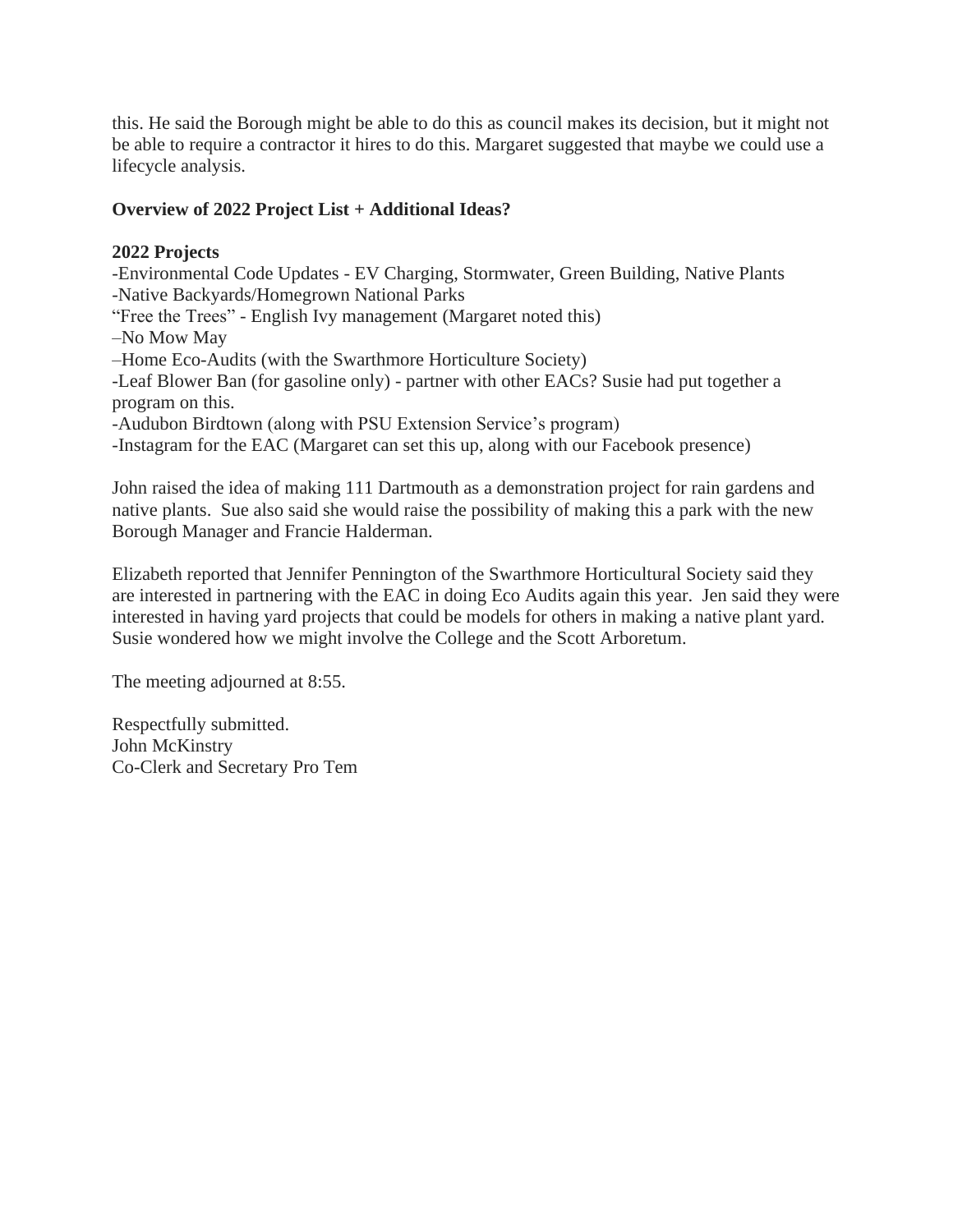this. He said the Borough might be able to do this as council makes its decision, but it might not be able to require a contractor it hires to do this. Margaret suggested that maybe we could use a lifecycle analysis.

**Overview of 2022 Project List + Additional Ideas?**

**2022 Projects**

-Environmental Code Updates - EV Charging, Stormwater, Green Building, Native Plants
-Native Backyards/Homegrown National Parks
"Free the Trees" - English Ivy management (Margaret noted this)
–No Mow May
–Home Eco-Audits (with the Swarthmore Horticulture Society)
-Leaf Blower Ban (for gasoline only) - partner with other EACs? Susie had put together a program on this.
-Audubon Birdtown (along with PSU Extension Service's program)
-Instagram for the EAC (Margaret can set this up, along with our Facebook presence)

John raised the idea of making 111 Dartmouth as a demonstration project for rain gardens and native plants. Sue also said she would raise the possibility of making this a park with the new Borough Manager and Francie Halderman.

Elizabeth reported that Jennifer Pennington of the Swarthmore Horticultural Society said they are interested in partnering with the EAC in doing Eco Audits again this year. Jen said they were interested in having yard projects that could be models for others in making a native plant yard. Susie wondered how we might involve the College and the Scott Arboretum.

The meeting adjourned at 8:55.

Respectfully submitted.
John McKinstry
Co-Clerk and Secretary Pro Tem